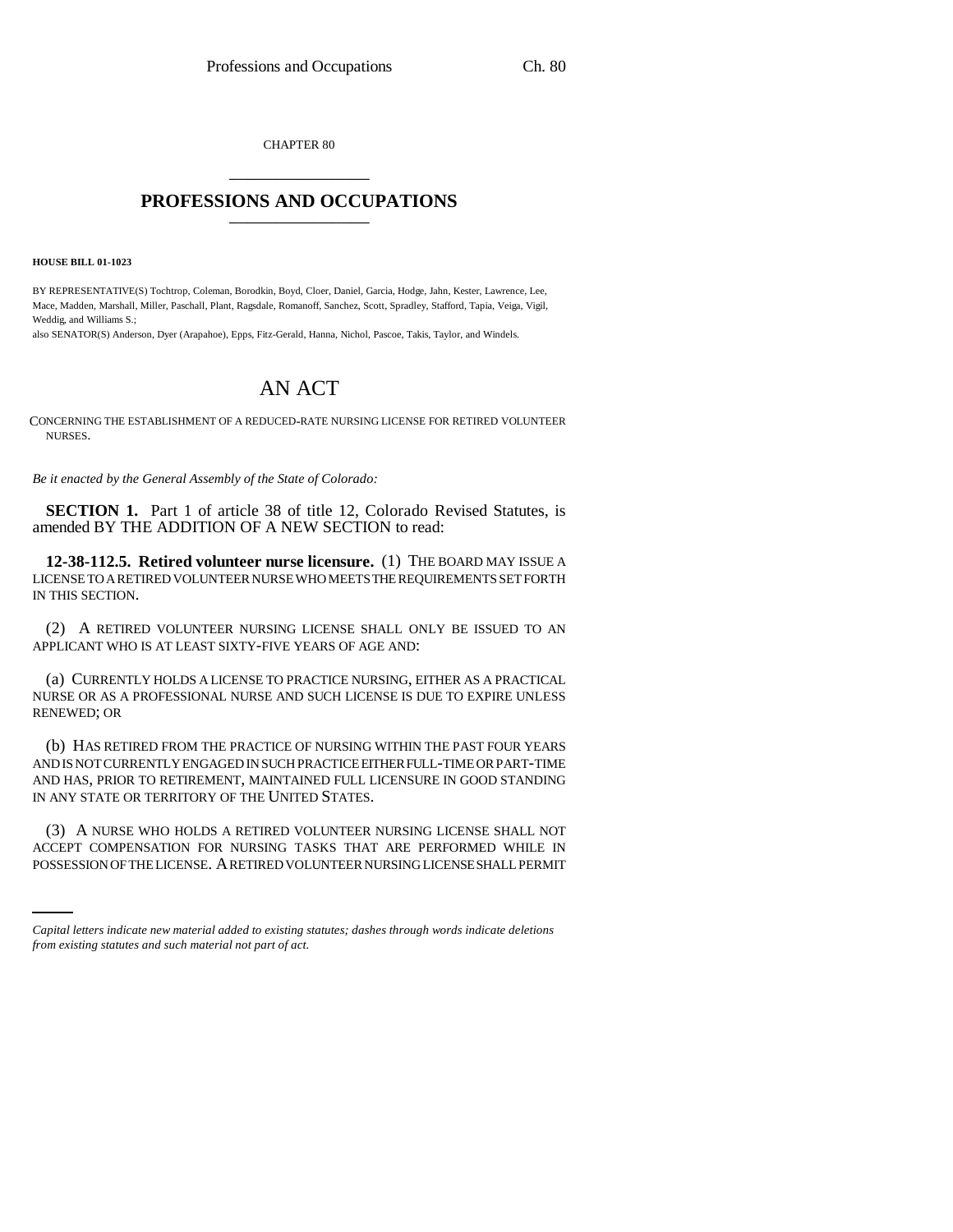CHAPTER 80

# PROFESSIONS AND OCCUPATIONS

**HOUSE BILL 01-1023**

BY REPRESENTATIVE(S) Tochtrop, Coleman, Borodkin, Boyd, Cloer, Daniel, Garcia, Hodge, Jahn, Kester, Lawrence, Lee, Mace, Madden, Marshall, Miller, Paschall, Plant, Ragsdale, Romanoff, Sanchez, Scott, Spradley, Stafford, Tapia, Veiga, Vigil, Weddig, and Williams S.;
also SENATOR(S) Anderson, Dyer (Arapahoe), Epps, Fitz-Gerald, Hanna, Nichol, Pascoe, Takis, Taylor, and Windels.

# AN ACT

CONCERNING THE ESTABLISHMENT OF A REDUCED-RATE NURSING LICENSE FOR RETIRED VOLUNTEER NURSES.

*Be it enacted by the General Assembly of the State of Colorado:*

**SECTION 1.** Part 1 of article 38 of title 12, Colorado Revised Statutes, is amended BY THE ADDITION OF A NEW SECTION to read:

**12-38-112.5. Retired volunteer nurse licensure.** (1) THE BOARD MAY ISSUE A LICENSE TO A RETIRED VOLUNTEER NURSE WHO MEETS THE REQUIREMENTS SET FORTH IN THIS SECTION.

(2) A RETIRED VOLUNTEER NURSING LICENSE SHALL ONLY BE ISSUED TO AN APPLICANT WHO IS AT LEAST SIXTY-FIVE YEARS OF AGE AND:

(a) CURRENTLY HOLDS A LICENSE TO PRACTICE NURSING, EITHER AS A PRACTICAL NURSE OR AS A PROFESSIONAL NURSE AND SUCH LICENSE IS DUE TO EXPIRE UNLESS RENEWED; OR

(b) HAS RETIRED FROM THE PRACTICE OF NURSING WITHIN THE PAST FOUR YEARS AND IS NOT CURRENTLY ENGAGED IN SUCH PRACTICE EITHER FULL-TIME OR PART-TIME AND HAS, PRIOR TO RETIREMENT, MAINTAINED FULL LICENSURE IN GOOD STANDING IN ANY STATE OR TERRITORY OF THE UNITED STATES.

(3) A NURSE WHO HOLDS A RETIRED VOLUNTEER NURSING LICENSE SHALL NOT ACCEPT COMPENSATION FOR NURSING TASKS THAT ARE PERFORMED WHILE IN POSSESSION OF THE LICENSE. A RETIRED VOLUNTEER NURSING LICENSE SHALL PERMIT

*Capital letters indicate new material added to existing statutes; dashes through words indicate deletions from existing statutes and such material not part of act.*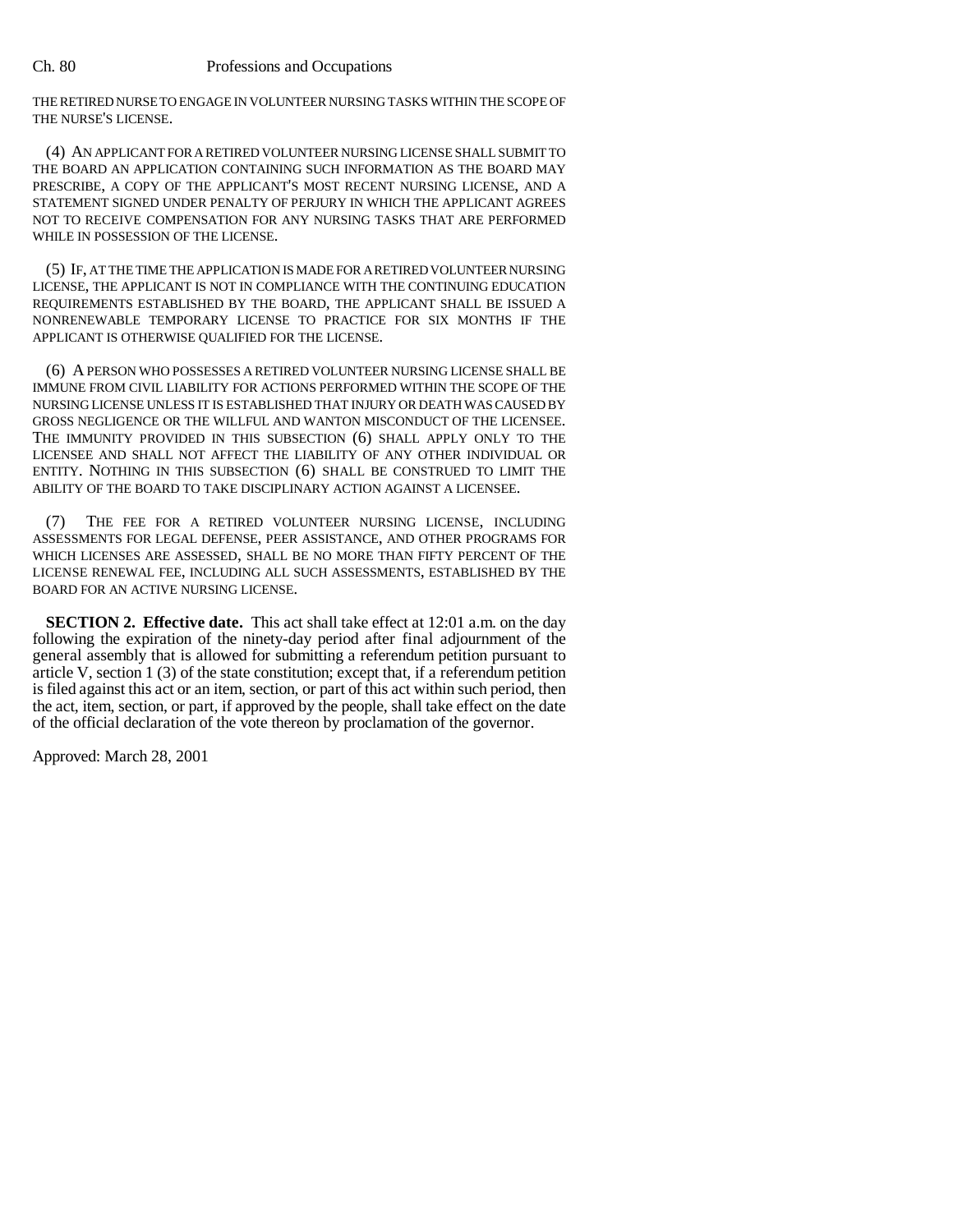THE RETIRED NURSE TO ENGAGE IN VOLUNTEER NURSING TASKS WITHIN THE SCOPE OF THE NURSE'S LICENSE.

(4) AN APPLICANT FOR A RETIRED VOLUNTEER NURSING LICENSE SHALL SUBMIT TO THE BOARD AN APPLICATION CONTAINING SUCH INFORMATION AS THE BOARD MAY PRESCRIBE, A COPY OF THE APPLICANT'S MOST RECENT NURSING LICENSE, AND A STATEMENT SIGNED UNDER PENALTY OF PERJURY IN WHICH THE APPLICANT AGREES NOT TO RECEIVE COMPENSATION FOR ANY NURSING TASKS THAT ARE PERFORMED WHILE IN POSSESSION OF THE LICENSE.

(5) IF, AT THE TIME THE APPLICATION IS MADE FOR A RETIRED VOLUNTEER NURSING LICENSE, THE APPLICANT IS NOT IN COMPLIANCE WITH THE CONTINUING EDUCATION REQUIREMENTS ESTABLISHED BY THE BOARD, THE APPLICANT SHALL BE ISSUED A NONRENEWABLE TEMPORARY LICENSE TO PRACTICE FOR SIX MONTHS IF THE APPLICANT IS OTHERWISE QUALIFIED FOR THE LICENSE.

(6) A PERSON WHO POSSESSES A RETIRED VOLUNTEER NURSING LICENSE SHALL BE IMMUNE FROM CIVIL LIABILITY FOR ACTIONS PERFORMED WITHIN THE SCOPE OF THE NURSING LICENSE UNLESS IT IS ESTABLISHED THAT INJURY OR DEATH WAS CAUSED BY GROSS NEGLIGENCE OR THE WILLFUL AND WANTON MISCONDUCT OF THE LICENSEE. THE IMMUNITY PROVIDED IN THIS SUBSECTION (6) SHALL APPLY ONLY TO THE LICENSEE AND SHALL NOT AFFECT THE LIABILITY OF ANY OTHER INDIVIDUAL OR ENTITY. NOTHING IN THIS SUBSECTION (6) SHALL BE CONSTRUED TO LIMIT THE ABILITY OF THE BOARD TO TAKE DISCIPLINARY ACTION AGAINST A LICENSEE.

(7) THE FEE FOR A RETIRED VOLUNTEER NURSING LICENSE, INCLUDING ASSESSMENTS FOR LEGAL DEFENSE, PEER ASSISTANCE, AND OTHER PROGRAMS FOR WHICH LICENSES ARE ASSESSED, SHALL BE NO MORE THAN FIFTY PERCENT OF THE LICENSE RENEWAL FEE, INCLUDING ALL SUCH ASSESSMENTS, ESTABLISHED BY THE BOARD FOR AN ACTIVE NURSING LICENSE.

**SECTION 2. Effective date.** This act shall take effect at 12:01 a.m. on the day following the expiration of the ninety-day period after final adjournment of the general assembly that is allowed for submitting a referendum petition pursuant to article V, section 1 (3) of the state constitution; except that, if a referendum petition is filed against this act or an item, section, or part of this act within such period, then the act, item, section, or part, if approved by the people, shall take effect on the date of the official declaration of the vote thereon by proclamation of the governor.

Approved: March 28, 2001